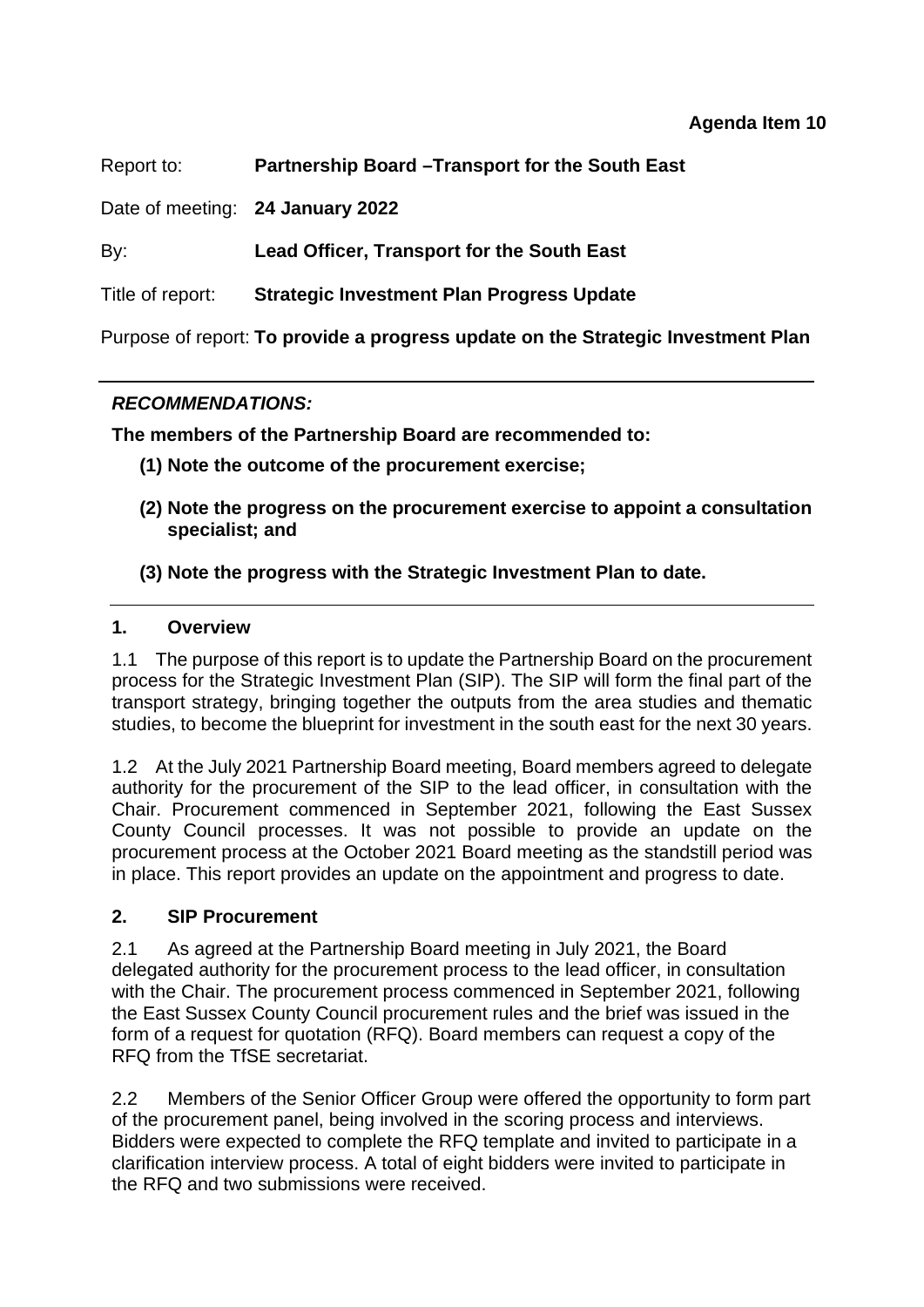**Agenda Item 10**

Report to: **Partnership Board –Transport for the South East**

Date of meeting: **24 January 2022**

By: **Lead Officer, Transport for the South East**

Title of report: **Strategic Investment Plan Progress Update**

Purpose of report: **To provide a progress update on the Strategic Investment Plan**

---

***RECOMMENDATIONS:***

**The members of the Partnership Board are recommended to:**

**(1) Note the outcome of the procurement exercise;**

**(2) Note the progress on the procurement exercise to appoint a consultation specialist; and**

**(3) Note the progress with the Strategic Investment Plan to date.**

---

## 1. Overview

1.1 The purpose of this report is to update the Partnership Board on the procurement process for the Strategic Investment Plan (SIP). The SIP will form the final part of the transport strategy, bringing together the outputs from the area studies and thematic studies, to become the blueprint for investment in the south east for the next 30 years.

1.2 At the July 2021 Partnership Board meeting, Board members agreed to delegate authority for the procurement of the SIP to the lead officer, in consultation with the Chair. Procurement commenced in September 2021, following the East Sussex County Council processes. It was not possible to provide an update on the procurement process at the October 2021 Board meeting as the standstill period was in place. This report provides an update on the appointment and progress to date.

## 2. SIP Procurement

2.1 As agreed at the Partnership Board meeting in July 2021, the Board delegated authority for the procurement process to the lead officer, in consultation with the Chair. The procurement process commenced in September 2021, following the East Sussex County Council procurement rules and the brief was issued in the form of a request for quotation (RFQ). Board members can request a copy of the RFQ from the TfSE secretariat.

2.2 Members of the Senior Officer Group were offered the opportunity to form part of the procurement panel, being involved in the scoring process and interviews. Bidders were expected to complete the RFQ template and invited to participate in a clarification interview process. A total of eight bidders were invited to participate in the RFQ and two submissions were received.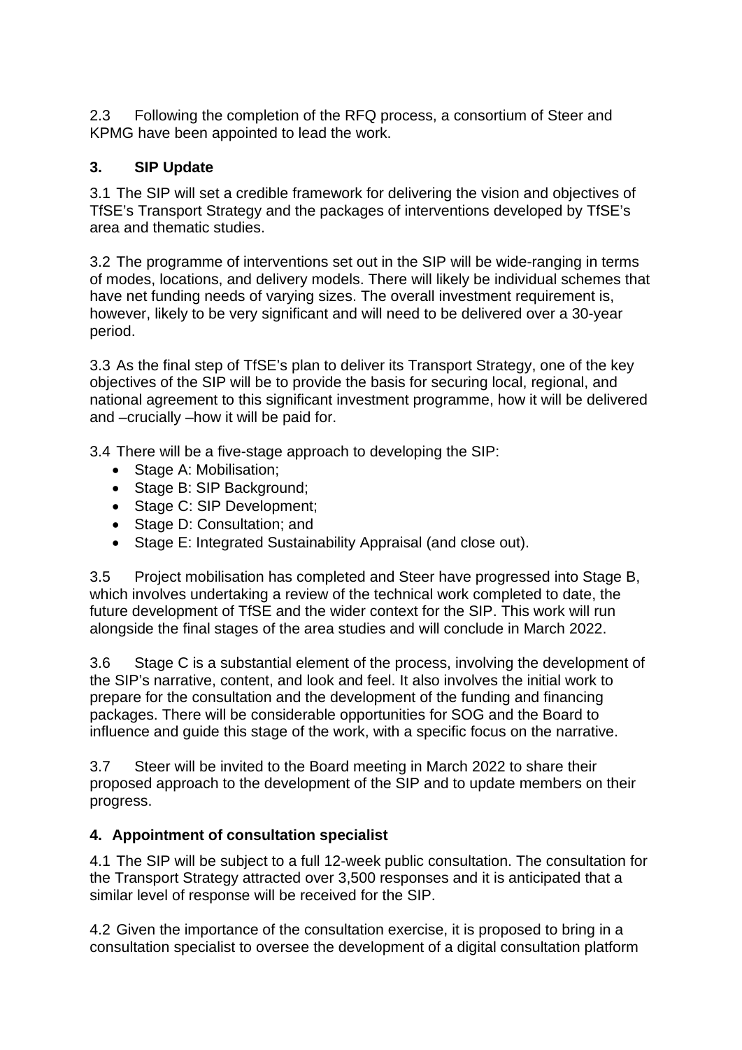2.3 Following the completion of the RFQ process, a consortium of Steer and KPMG have been appointed to lead the work.

### 3. SIP Update

3.1 The SIP will set a credible framework for delivering the vision and objectives of TfSE's Transport Strategy and the packages of interventions developed by TfSE's area and thematic studies.

3.2 The programme of interventions set out in the SIP will be wide-ranging in terms of modes, locations, and delivery models. There will likely be individual schemes that have net funding needs of varying sizes. The overall investment requirement is, however, likely to be very significant and will need to be delivered over a 30-year period.

3.3 As the final step of TfSE's plan to deliver its Transport Strategy, one of the key objectives of the SIP will be to provide the basis for securing local, regional, and national agreement to this significant investment programme, how it will be delivered and –crucially –how it will be paid for.

3.4 There will be a five-stage approach to developing the SIP:

- Stage A: Mobilisation;
- Stage B: SIP Background;
- Stage C: SIP Development;
- Stage D: Consultation; and
- Stage E: Integrated Sustainability Appraisal (and close out).

3.5 Project mobilisation has completed and Steer have progressed into Stage B, which involves undertaking a review of the technical work completed to date, the future development of TfSE and the wider context for the SIP. This work will run alongside the final stages of the area studies and will conclude in March 2022.

3.6 Stage C is a substantial element of the process, involving the development of the SIP's narrative, content, and look and feel. It also involves the initial work to prepare for the consultation and the development of the funding and financing packages. There will be considerable opportunities for SOG and the Board to influence and guide this stage of the work, with a specific focus on the narrative.

3.7 Steer will be invited to the Board meeting in March 2022 to share their proposed approach to the development of the SIP and to update members on their progress.

### 4. Appointment of consultation specialist

4.1 The SIP will be subject to a full 12-week public consultation. The consultation for the Transport Strategy attracted over 3,500 responses and it is anticipated that a similar level of response will be received for the SIP.

4.2 Given the importance of the consultation exercise, it is proposed to bring in a consultation specialist to oversee the development of a digital consultation platform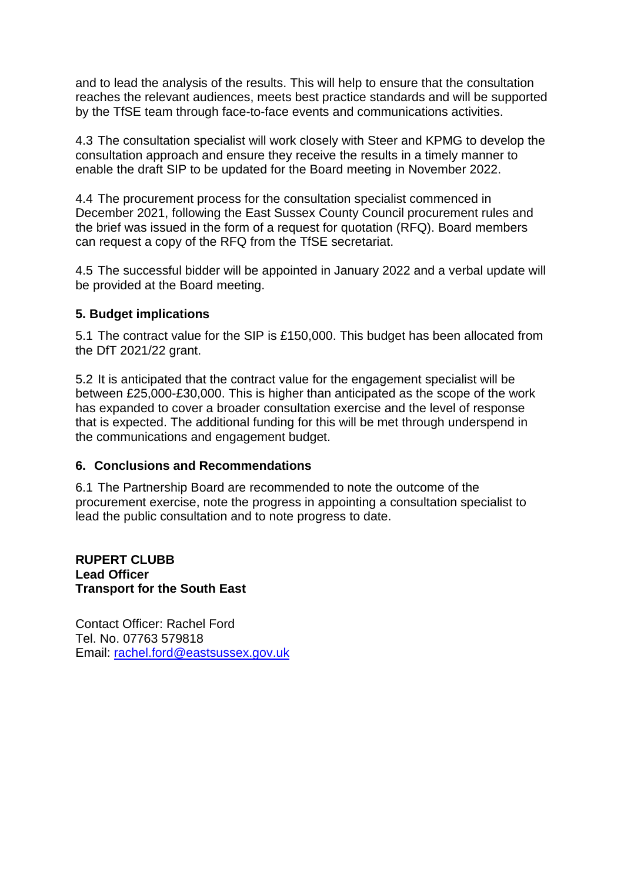and to lead the analysis of the results. This will help to ensure that the consultation reaches the relevant audiences, meets best practice standards and will be supported by the TfSE team through face-to-face events and communications activities.

4.3 The consultation specialist will work closely with Steer and KPMG to develop the consultation approach and ensure they receive the results in a timely manner to enable the draft SIP to be updated for the Board meeting in November 2022.

4.4 The procurement process for the consultation specialist commenced in December 2021, following the East Sussex County Council procurement rules and the brief was issued in the form of a request for quotation (RFQ). Board members can request a copy of the RFQ from the TfSE secretariat.

4.5 The successful bidder will be appointed in January 2022 and a verbal update will be provided at the Board meeting.

## 5. Budget implications

5.1 The contract value for the SIP is £150,000. This budget has been allocated from the DfT 2021/22 grant.

5.2 It is anticipated that the contract value for the engagement specialist will be between £25,000-£30,000. This is higher than anticipated as the scope of the work has expanded to cover a broader consultation exercise and the level of response that is expected. The additional funding for this will be met through underspend in the communications and engagement budget.

## 6. Conclusions and Recommendations

6.1 The Partnership Board are recommended to note the outcome of the procurement exercise, note the progress in appointing a consultation specialist to lead the public consultation and to note progress to date.

**RUPERT CLUBB**
**Lead Officer**
**Transport for the South East**

Contact Officer: Rachel Ford
Tel. No. 07763 579818
Email: rachel.ford@eastsussex.gov.uk